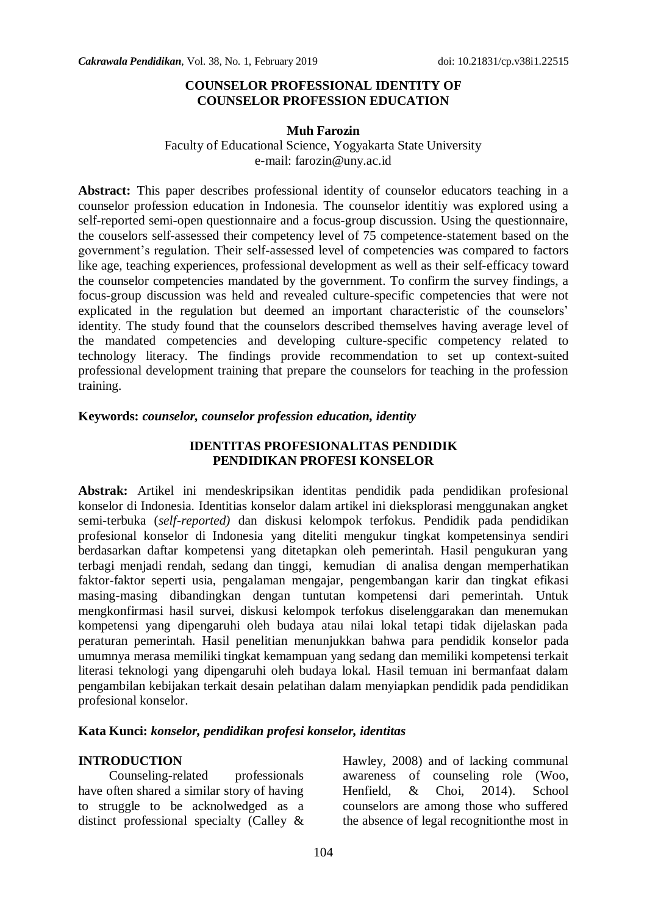# COUNSELOR PROFESSIONAL IDENTITY OF COUNSELOR PROFESSION EDUCATION

**Muh Farozin**

Faculty of Educational Science, Yogyakarta State University
e-mail: farozin@uny.ac.id

**Abstract:** This paper describes professional identity of counselor educators teaching in a counselor profession education in Indonesia. The counselor identitiy was explored using a self-reported semi-open questionnaire and a focus-group discussion. Using the questionnaire, the couselors self-assessed their competency level of 75 competence-statement based on the government's regulation. Their self-assessed level of competencies was compared to factors like age, teaching experiences, professional development as well as their self-efficacy toward the counselor competencies mandated by the government. To confirm the survey findings, a focus-group discussion was held and revealed culture-specific competencies that were not explicated in the regulation but deemed an important characteristic of the counselors' identity. The study found that the counselors described themselves having average level of the mandated competencies and developing culture-specific competency related to technology literacy. The findings provide recommendation to set up context-suited professional development training that prepare the counselors for teaching in the profession training.

**Keywords:** *counselor, counselor profession education, identity*

## IDENTITAS PROFESIONALITAS PENDIDIK PENDIDIKAN PROFESI KONSELOR

**Abstrak:** Artikel ini mendeskripsikan identitas pendidik pada pendidikan profesional konselor di Indonesia. Identitias konselor dalam artikel ini dieksplorasi menggunakan angket semi-terbuka (*self-reported)* dan diskusi kelompok terfokus. Pendidik pada pendidikan profesional konselor di Indonesia yang diteliti mengukur tingkat kompetensinya sendiri berdasarkan daftar kompetensi yang ditetapkan oleh pemerintah. Hasil pengukuran yang terbagi menjadi rendah, sedang dan tinggi, kemudian di analisa dengan memperhatikan faktor-faktor seperti usia, pengalaman mengajar, pengembangan karir dan tingkat efikasi masing-masing dibandingkan dengan tuntutan kompetensi dari pemerintah. Untuk mengkonfirmasi hasil survei, diskusi kelompok terfokus diselenggarakan dan menemukan kompetensi yang dipengaruhi oleh budaya atau nilai lokal tetapi tidak dijelaskan pada peraturan pemerintah. Hasil penelitian menunjukkan bahwa para pendidik konselor pada umumnya merasa memiliki tingkat kemampuan yang sedang dan memiliki kompetensi terkait literasi teknologi yang dipengaruhi oleh budaya lokal. Hasil temuan ini bermanfaat dalam pengambilan kebijakan terkait desain pelatihan dalam menyiapkan pendidik pada pendidikan profesional konselor.

**Kata Kunci:** *konselor, pendidikan profesi konselor, identitas*

## INTRODUCTION

Counseling-related professionals have often shared a similar story of having to struggle to be acknolwedged as a distinct professional specialty (Calley & Hawley, 2008) and of lacking communal awareness of counseling role (Woo, Henfield, & Choi, 2014). School counselors are among those who suffered the absence of legal recognitionthe most in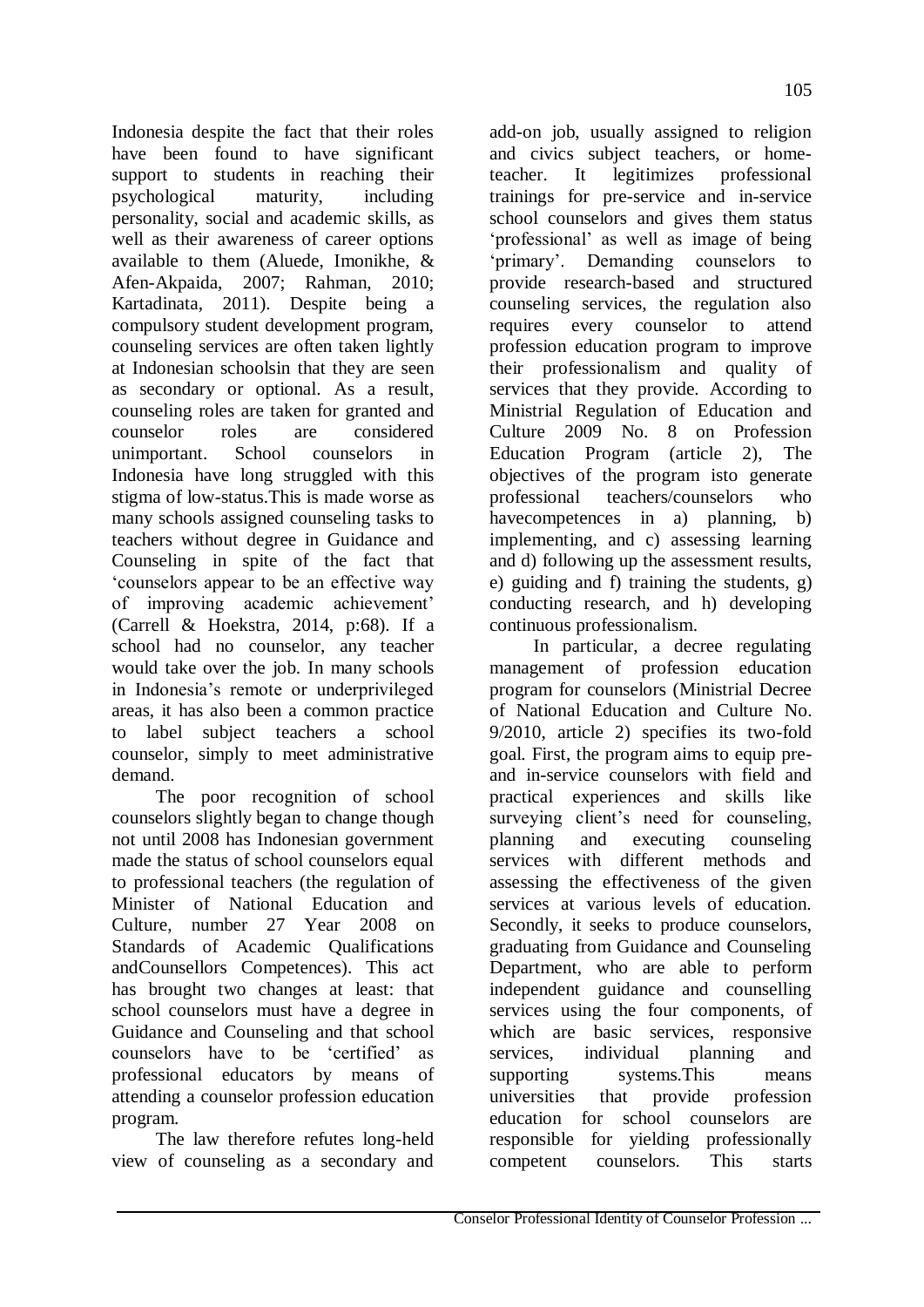Indonesia despite the fact that their roles have been found to have significant support to students in reaching their psychological maturity, including personality, social and academic skills, as well as their awareness of career options available to them (Aluede, Imonikhe, & Afen-Akpaida, 2007; Rahman, 2010; Kartadinata, 2011). Despite being a compulsory student development program, counseling services are often taken lightly at Indonesian schoolsin that they are seen as secondary or optional. As a result, counseling roles are taken for granted and counselor roles are considered unimportant. School counselors in Indonesia have long struggled with this stigma of low-status.This is made worse as many schools assigned counseling tasks to teachers without degree in Guidance and Counseling in spite of the fact that 'counselors appear to be an effective way of improving academic achievement' (Carrell & Hoekstra, 2014, p:68). If a school had no counselor, any teacher would take over the job. In many schools in Indonesia's remote or underprivileged areas, it has also been a common practice to label subject teachers a school counselor, simply to meet administrative demand.

The poor recognition of school counselors slightly began to change though not until 2008 has Indonesian government made the status of school counselors equal to professional teachers (the regulation of Minister of National Education and Culture, number 27 Year 2008 on Standards of Academic Qualifications andCounsellors Competences). This act has brought two changes at least: that school counselors must have a degree in Guidance and Counseling and that school counselors have to be 'certified' as professional educators by means of attending a counselor profession education program.

The law therefore refutes long-held view of counseling as a secondary and add-on job, usually assigned to religion and civics subject teachers, or home-teacher. It legitimizes professional trainings for pre-service and in-service school counselors and gives them status 'professional' as well as image of being 'primary'. Demanding counselors to provide research-based and structured counseling services, the regulation also requires every counselor to attend profession education program to improve their professionalism and quality of services that they provide. According to Ministrial Regulation of Education and Culture 2009 No. 8 on Profession Education Program (article 2), The objectives of the program isto generate professional teachers/counselors who havecompetences in a) planning, b) implementing, and c) assessing learning and d) following up the assessment results, e) guiding and f) training the students, g) conducting research, and h) developing continuous professionalism.

In particular, a decree regulating management of profession education program for counselors (Ministrial Decree of National Education and Culture No. 9/2010, article 2) specifies its two-fold goal. First, the program aims to equip pre- and in-service counselors with field and practical experiences and skills like surveying client's need for counseling, planning and executing counseling services with different methods and assessing the effectiveness of the given services at various levels of education. Secondly, it seeks to produce counselors, graduating from Guidance and Counseling Department, who are able to perform independent guidance and counselling services using the four components, of which are basic services, responsive services, individual planning and supporting systems.This means universities that provide profession education for school counselors are responsible for yielding professionally competent counselors. This starts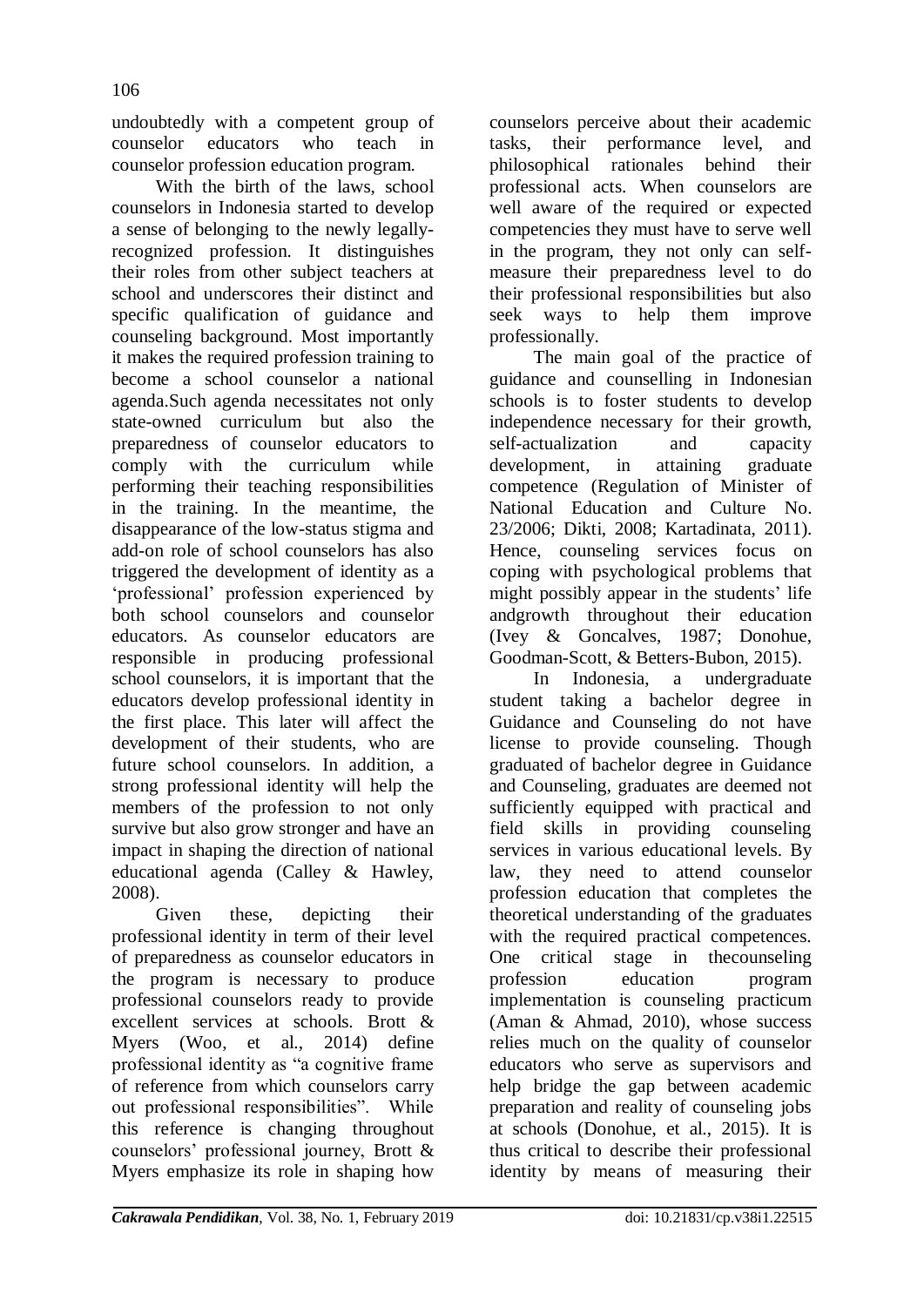undoubtedly with a competent group of counselor educators who teach in counselor profession education program.

With the birth of the laws, school counselors in Indonesia started to develop a sense of belonging to the newly legally-recognized profession. It distinguishes their roles from other subject teachers at school and underscores their distinct and specific qualification of guidance and counseling background. Most importantly it makes the required profession training to become a school counselor a national agenda.Such agenda necessitates not only state-owned curriculum but also the preparedness of counselor educators to comply with the curriculum while performing their teaching responsibilities in the training. In the meantime, the disappearance of the low-status stigma and add-on role of school counselors has also triggered the development of identity as a 'professional' profession experienced by both school counselors and counselor educators. As counselor educators are responsible in producing professional school counselors, it is important that the educators develop professional identity in the first place. This later will affect the development of their students, who are future school counselors. In addition, a strong professional identity will help the members of the profession to not only survive but also grow stronger and have an impact in shaping the direction of national educational agenda (Calley & Hawley, 2008).

Given these, depicting their professional identity in term of their level of preparedness as counselor educators in the program is necessary to produce professional counselors ready to provide excellent services at schools. Brott & Myers (Woo, et al., 2014) define professional identity as "a cognitive frame of reference from which counselors carry out professional responsibilities". While this reference is changing throughout counselors' professional journey, Brott & Myers emphasize its role in shaping how counselors perceive about their academic tasks, their performance level, and philosophical rationales behind their professional acts. When counselors are well aware of the required or expected competencies they must have to serve well in the program, they not only can self-measure their preparedness level to do their professional responsibilities but also seek ways to help them improve professionally.

The main goal of the practice of guidance and counselling in Indonesian schools is to foster students to develop independence necessary for their growth, self-actualization and capacity development, in attaining graduate competence (Regulation of Minister of National Education and Culture No. 23/2006; Dikti, 2008; Kartadinata, 2011). Hence, counseling services focus on coping with psychological problems that might possibly appear in the students' life andgrowth throughout their education (Ivey & Goncalves, 1987; Donohue, Goodman-Scott, & Betters-Bubon, 2015).

In Indonesia, a undergraduate student taking a bachelor degree in Guidance and Counseling do not have license to provide counseling. Though graduated of bachelor degree in Guidance and Counseling, graduates are deemed not sufficiently equipped with practical and field skills in providing counseling services in various educational levels. By law, they need to attend counselor profession education that completes the theoretical understanding of the graduates with the required practical competences. One critical stage in thecounseling profession education program implementation is counseling practicum (Aman & Ahmad, 2010), whose success relies much on the quality of counselor educators who serve as supervisors and help bridge the gap between academic preparation and reality of counseling jobs at schools (Donohue, et al., 2015). It is thus critical to describe their professional identity by means of measuring their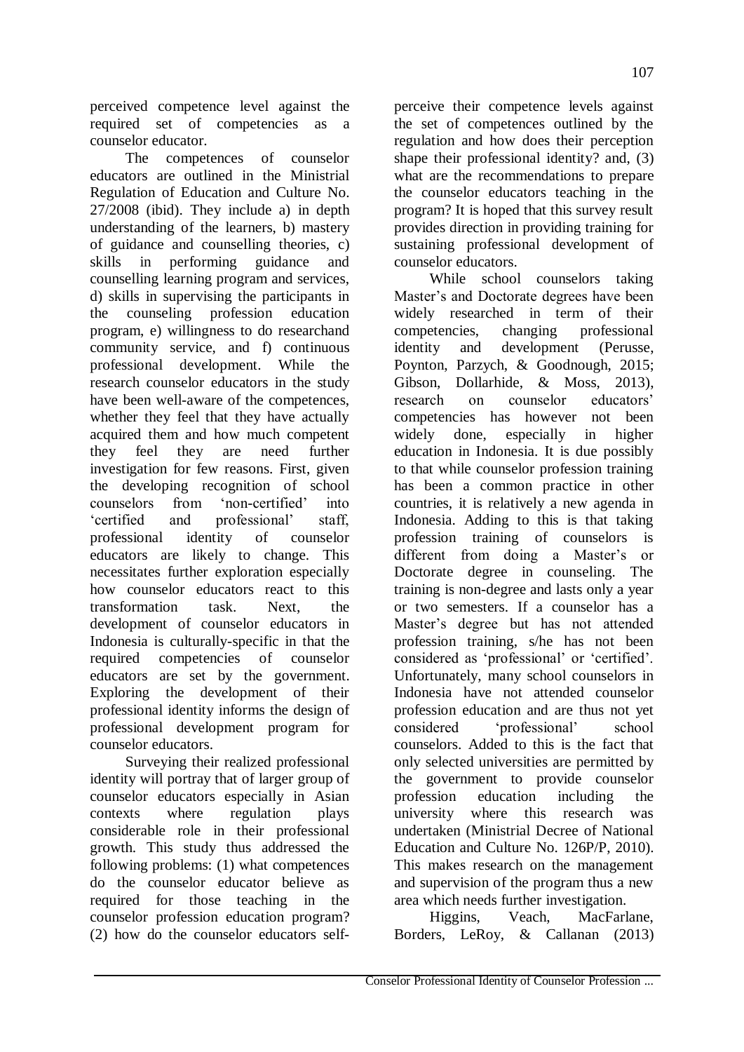perceived competence level against the required set of competencies as a counselor educator.

The competences of counselor educators are outlined in the Ministrial Regulation of Education and Culture No. 27/2008 (ibid). They include a) in depth understanding of the learners, b) mastery of guidance and counselling theories, c) skills in performing guidance and counselling learning program and services, d) skills in supervising the participants in the counseling profession education program, e) willingness to do researchand community service, and f) continuous professional development. While the research counselor educators in the study have been well-aware of the competences, whether they feel that they have actually acquired them and how much competent they feel they are need further investigation for few reasons. First, given the developing recognition of school counselors from 'non-certified' into 'certified and professional' staff, professional identity of counselor educators are likely to change. This necessitates further exploration especially how counselor educators react to this transformation task. Next, the development of counselor educators in Indonesia is culturally-specific in that the required competencies of counselor educators are set by the government. Exploring the development of their professional identity informs the design of professional development program for counselor educators.

Surveying their realized professional identity will portray that of larger group of counselor educators especially in Asian contexts where regulation plays considerable role in their professional growth. This study thus addressed the following problems: (1) what competences do the counselor educator believe as required for those teaching in the counselor profession education program? (2) how do the counselor educators self-perceive their competence levels against the set of competences outlined by the regulation and how does their perception shape their professional identity? and, (3) what are the recommendations to prepare the counselor educators teaching in the program? It is hoped that this survey result provides direction in providing training for sustaining professional development of counselor educators.

While school counselors taking Master's and Doctorate degrees have been widely researched in term of their competencies, changing professional identity and development (Perusse, Poynton, Parzych, & Goodnough, 2015; Gibson, Dollarhide, & Moss, 2013), research on counselor educators' competencies has however not been widely done, especially in higher education in Indonesia. It is due possibly to that while counselor profession training has been a common practice in other countries, it is relatively a new agenda in Indonesia. Adding to this is that taking profession training of counselors is different from doing a Master's or Doctorate degree in counseling. The training is non-degree and lasts only a year or two semesters. If a counselor has a Master's degree but has not attended profession training, s/he has not been considered as 'professional' or 'certified'. Unfortunately, many school counselors in Indonesia have not attended counselor profession education and are thus not yet considered 'professional' school counselors. Added to this is the fact that only selected universities are permitted by the government to provide counselor profession education including the university where this research was undertaken (Ministrial Decree of National Education and Culture No. 126P/P, 2010). This makes research on the management and supervision of the program thus a new area which needs further investigation.

Higgins, Veach, MacFarlane, Borders, LeRoy, & Callanan (2013)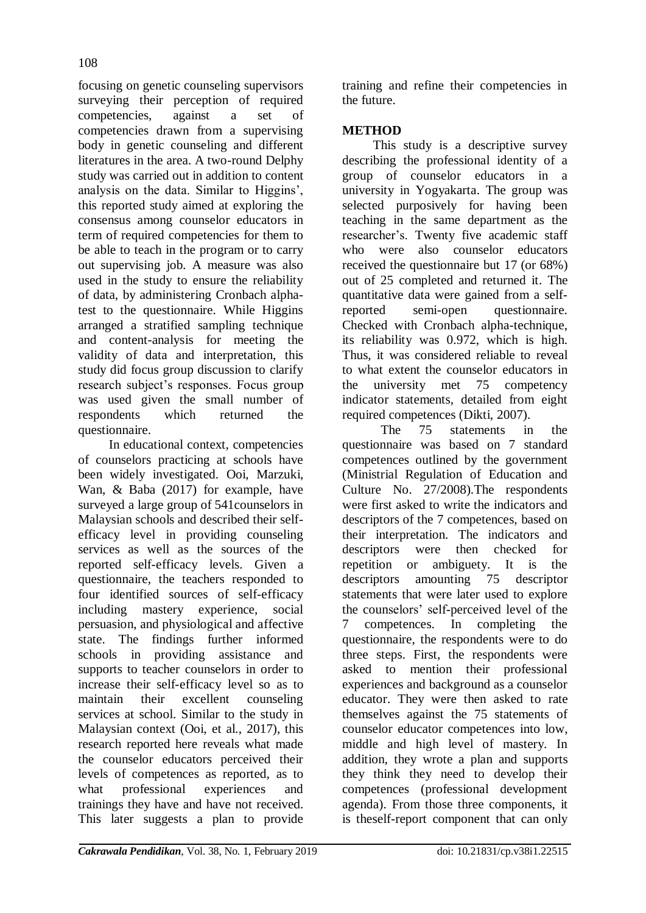focusing on genetic counseling supervisors surveying their perception of required competencies, against a set of competencies drawn from a supervising body in genetic counseling and different literatures in the area. A two-round Delphy study was carried out in addition to content analysis on the data. Similar to Higgins', this reported study aimed at exploring the consensus among counselor educators in term of required competencies for them to be able to teach in the program or to carry out supervising job. A measure was also used in the study to ensure the reliability of data, by administering Cronbach alpha-test to the questionnaire. While Higgins arranged a stratified sampling technique and content-analysis for meeting the validity of data and interpretation, this study did focus group discussion to clarify research subject's responses. Focus group was used given the small number of respondents which returned the questionnaire.

In educational context, competencies of counselors practicing at schools have been widely investigated. Ooi, Marzuki, Wan, & Baba (2017) for example, have surveyed a large group of 541counselors in Malaysian schools and described their self-efficacy level in providing counseling services as well as the sources of the reported self-efficacy levels. Given a questionnaire, the teachers responded to four identified sources of self-efficacy including mastery experience, social persuasion, and physiological and affective state. The findings further informed schools in providing assistance and supports to teacher counselors in order to increase their self-efficacy level so as to maintain their excellent counseling services at school. Similar to the study in Malaysian context (Ooi, et al., 2017), this research reported here reveals what made the counselor educators perceived their levels of competences as reported, as to what professional experiences and trainings they have and have not received. This later suggests a plan to provide training and refine their competencies in the future.

## METHOD

This study is a descriptive survey describing the professional identity of a group of counselor educators in a university in Yogyakarta. The group was selected purposively for having been teaching in the same department as the researcher's. Twenty five academic staff who were also counselor educators received the questionnaire but 17 (or 68%) out of 25 completed and returned it. The quantitative data were gained from a self-reported semi-open questionnaire. Checked with Cronbach alpha-technique, its reliability was 0.972, which is high. Thus, it was considered reliable to reveal to what extent the counselor educators in the university met 75 competency indicator statements, detailed from eight required competences (Dikti, 2007).

The 75 statements in the questionnaire was based on 7 standard competences outlined by the government (Ministrial Regulation of Education and Culture No. 27/2008).The respondents were first asked to write the indicators and descriptors of the 7 competences, based on their interpretation. The indicators and descriptors were then checked for repetition or ambiguety. It is the descriptors amounting 75 descriptor statements that were later used to explore the counselors' self-perceived level of the 7 competences. In completing the questionnaire, the respondents were to do three steps. First, the respondents were asked to mention their professional experiences and background as a counselor educator. They were then asked to rate themselves against the 75 statements of counselor educator competences into low, middle and high level of mastery. In addition, they wrote a plan and supports they think they need to develop their competences (professional development agenda). From those three components, it is theself-report component that can only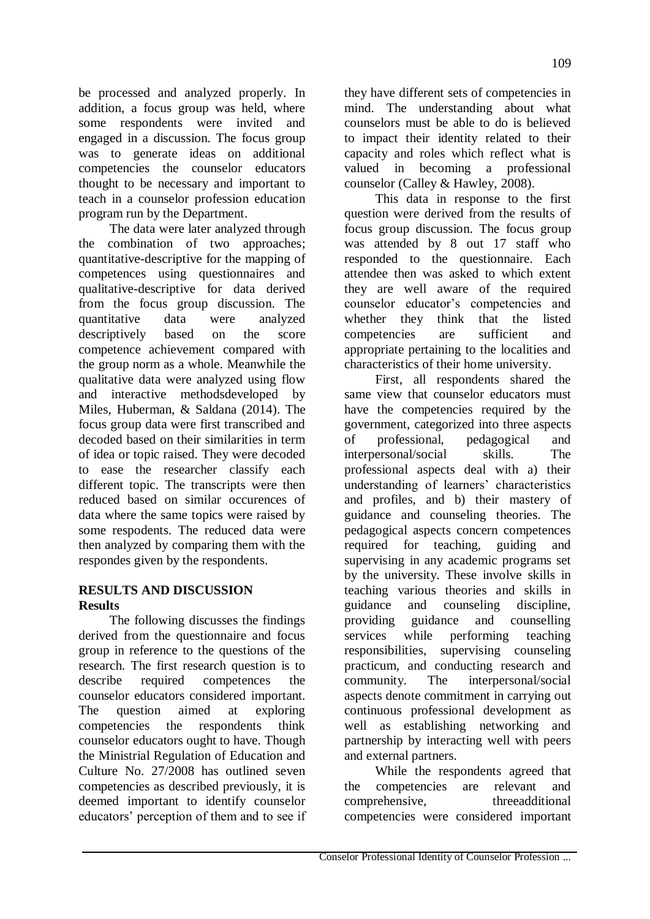be processed and analyzed properly. In addition, a focus group was held, where some respondents were invited and engaged in a discussion. The focus group was to generate ideas on additional competencies the counselor educators thought to be necessary and important to teach in a counselor profession education program run by the Department.

The data were later analyzed through the combination of two approaches; quantitative-descriptive for the mapping of competences using questionnaires and qualitative-descriptive for data derived from the focus group discussion. The quantitative data were analyzed descriptively based on the score competence achievement compared with the group norm as a whole. Meanwhile the qualitative data were analyzed using flow and interactive methodsdeveloped by Miles, Huberman, & Saldana (2014). The focus group data were first transcribed and decoded based on their similarities in term of idea or topic raised. They were decoded to ease the researcher classify each different topic. The transcripts were then reduced based on similar occurences of data where the same topics were raised by some respodents. The reduced data were then analyzed by comparing them with the respondes given by the respondents.

## RESULTS AND DISCUSSION

### Results

The following discusses the findings derived from the questionnaire and focus group in reference to the questions of the research. The first research question is to describe required competences the counselor educators considered important. The question aimed at exploring competencies the respondents think counselor educators ought to have. Though the Ministrial Regulation of Education and Culture No. 27/2008 has outlined seven competencies as described previously, it is deemed important to identify counselor educators' perception of them and to see if they have different sets of competencies in mind. The understanding about what counselors must be able to do is believed to impact their identity related to their capacity and roles which reflect what is valued in becoming a professional counselor (Calley & Hawley, 2008).

This data in response to the first question were derived from the results of focus group discussion. The focus group was attended by 8 out 17 staff who responded to the questionnaire. Each attendee then was asked to which extent they are well aware of the required counselor educator's competencies and whether they think that the listed competencies are sufficient and appropriate pertaining to the localities and characteristics of their home university.

First, all respondents shared the same view that counselor educators must have the competencies required by the government, categorized into three aspects of professional, pedagogical and interpersonal/social skills. The professional aspects deal with a) their understanding of learners' characteristics and profiles, and b) their mastery of guidance and counseling theories. The pedagogical aspects concern competences required for teaching, guiding and supervising in any academic programs set by the university. These involve skills in teaching various theories and skills in guidance and counseling discipline, providing guidance and counselling services while performing teaching responsibilities, supervising counseling practicum, and conducting research and community. The interpersonal/social aspects denote commitment in carrying out continuous professional development as well as establishing networking and partnership by interacting well with peers and external partners.

While the respondents agreed that the competencies are relevant and comprehensive, threeadditional competencies were considered important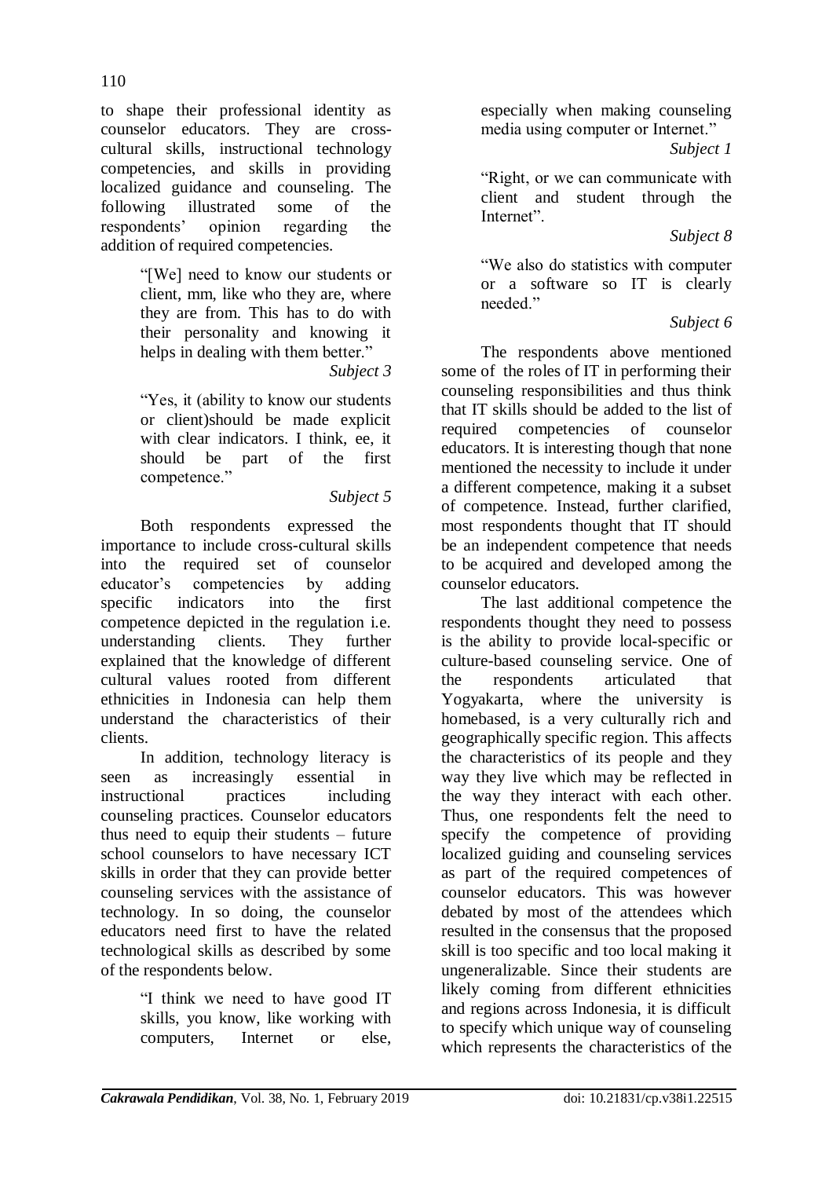to shape their professional identity as counselor educators. They are cross-cultural skills, instructional technology competencies, and skills in providing localized guidance and counseling. The following illustrated some of the respondents' opinion regarding the addition of required competencies.

> "[We] need to know our students or client, mm, like who they are, where they are from. This has to do with their personality and knowing it helps in dealing with them better."
>
> *Subject 3*

> "Yes, it (ability to know our students or client)should be made explicit with clear indicators. I think, ee, it should be part of the first competence."
>
> *Subject 5*

Both respondents expressed the importance to include cross-cultural skills into the required set of counselor educator's competencies by adding specific indicators into the first competence depicted in the regulation i.e. understanding clients. They further explained that the knowledge of different cultural values rooted from different ethnicities in Indonesia can help them understand the characteristics of their clients.

In addition, technology literacy is seen as increasingly essential in instructional practices including counseling practices. Counselor educators thus need to equip their students – future school counselors to have necessary ICT skills in order that they can provide better counseling services with the assistance of technology. In so doing, the counselor educators need first to have the related technological skills as described by some of the respondents below.

> "I think we need to have good IT skills, you know, like working with computers, Internet or else, especially when making counseling media using computer or Internet."
>
> *Subject 1*

> "Right, or we can communicate with client and student through the Internet".
>
> *Subject 8*

> "We also do statistics with computer or a software so IT is clearly needed."
>
> *Subject 6*

The respondents above mentioned some of the roles of IT in performing their counseling responsibilities and thus think that IT skills should be added to the list of required competencies of counselor educators. It is interesting though that none mentioned the necessity to include it under a different competence, making it a subset of competence. Instead, further clarified, most respondents thought that IT should be an independent competence that needs to be acquired and developed among the counselor educators.

The last additional competence the respondents thought they need to possess is the ability to provide local-specific or culture-based counseling service. One of the respondents articulated that Yogyakarta, where the university is homebased, is a very culturally rich and geographically specific region. This affects the characteristics of its people and they way they live which may be reflected in the way they interact with each other. Thus, one respondents felt the need to specify the competence of providing localized guiding and counseling services as part of the required competences of counselor educators. This was however debated by most of the attendees which resulted in the consensus that the proposed skill is too specific and too local making it ungeneralizable. Since their students are likely coming from different ethnicities and regions across Indonesia, it is difficult to specify which unique way of counseling which represents the characteristics of the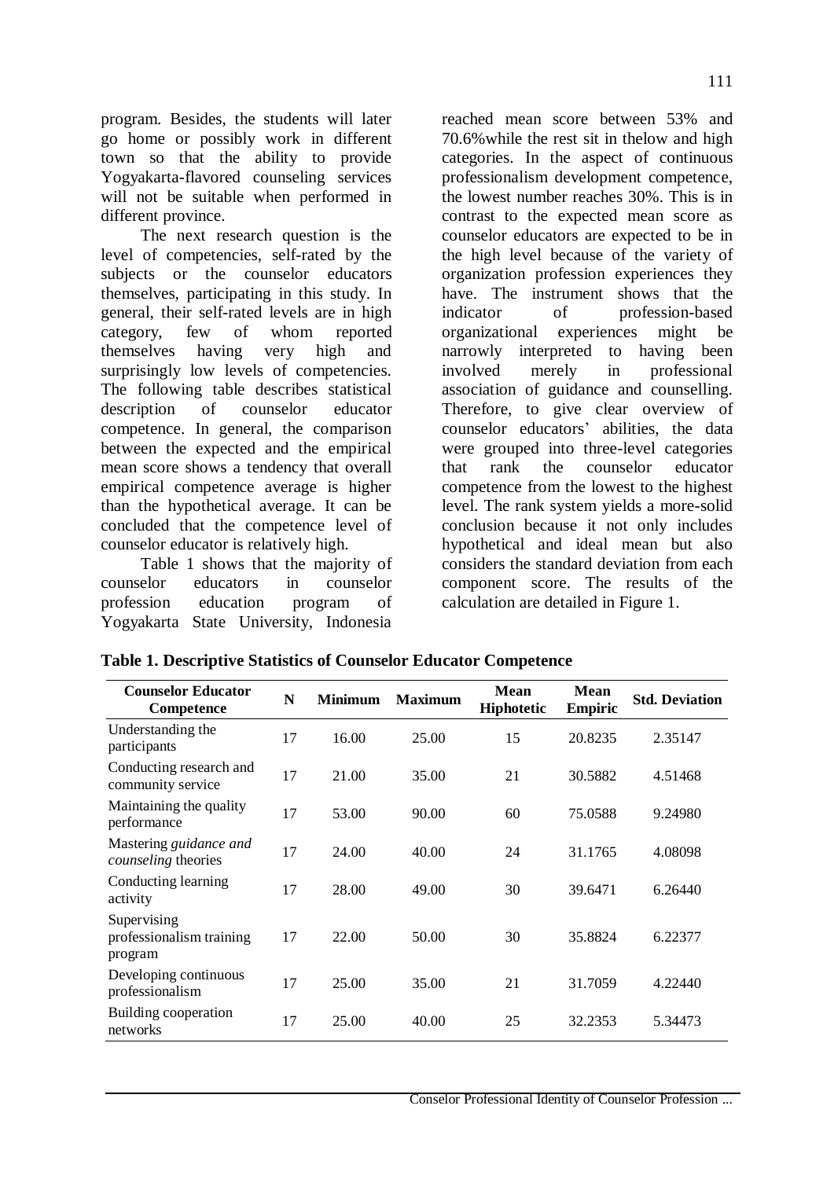program. Besides, the students will later go home or possibly work in different town so that the ability to provide Yogyakarta-flavored counseling services will not be suitable when performed in different province.

The next research question is the level of competencies, self-rated by the subjects or the counselor educators themselves, participating in this study. In general, their self-rated levels are in high category, few of whom reported themselves having very high and surprisingly low levels of competencies. The following table describes statistical description of counselor educator competence. In general, the comparison between the expected and the empirical mean score shows a tendency that overall empirical competence average is higher than the hypothetical average. It can be concluded that the competence level of counselor educator is relatively high.

Table 1 shows that the majority of counselor educators in counselor profession education program of Yogyakarta State University, Indonesia reached mean score between 53% and 70.6%while the rest sit in thelow and high categories. In the aspect of continuous professionalism development competence, the lowest number reaches 30%. This is in contrast to the expected mean score as counselor educators are expected to be in the high level because of the variety of organization profession experiences they have. The instrument shows that the indicator of profession-based organizational experiences might be narrowly interpreted to having been involved merely in professional association of guidance and counselling. Therefore, to give clear overview of counselor educators' abilities, the data were grouped into three-level categories that rank the counselor educator competence from the lowest to the highest level. The rank system yields a more-solid conclusion because it not only includes hypothetical and ideal mean but also considers the standard deviation from each component score. The results of the calculation are detailed in Figure 1.

**Table 1. Descriptive Statistics of Counselor Educator Competence**

| Counselor Educator Competence | N | Minimum | Maximum | Mean Hiphotetic | Mean Empiric | Std. Deviation |
|---|---|---|---|---|---|---|
| Understanding the participants | 17 | 16.00 | 25.00 | 15 | 20.8235 | 2.35147 |
| Conducting research and community service | 17 | 21.00 | 35.00 | 21 | 30.5882 | 4.51468 |
| Maintaining the quality performance | 17 | 53.00 | 90.00 | 60 | 75.0588 | 9.24980 |
| Mastering *guidance and counseling* theories | 17 | 24.00 | 40.00 | 24 | 31.1765 | 4.08098 |
| Conducting learning activity | 17 | 28.00 | 49.00 | 30 | 39.6471 | 6.26440 |
| Supervising professionalism training program | 17 | 22.00 | 50.00 | 30 | 35.8824 | 6.22377 |
| Developing continuous professionalism | 17 | 25.00 | 35.00 | 21 | 31.7059 | 4.22440 |
| Building cooperation networks | 17 | 25.00 | 40.00 | 25 | 32.2353 | 5.34473 |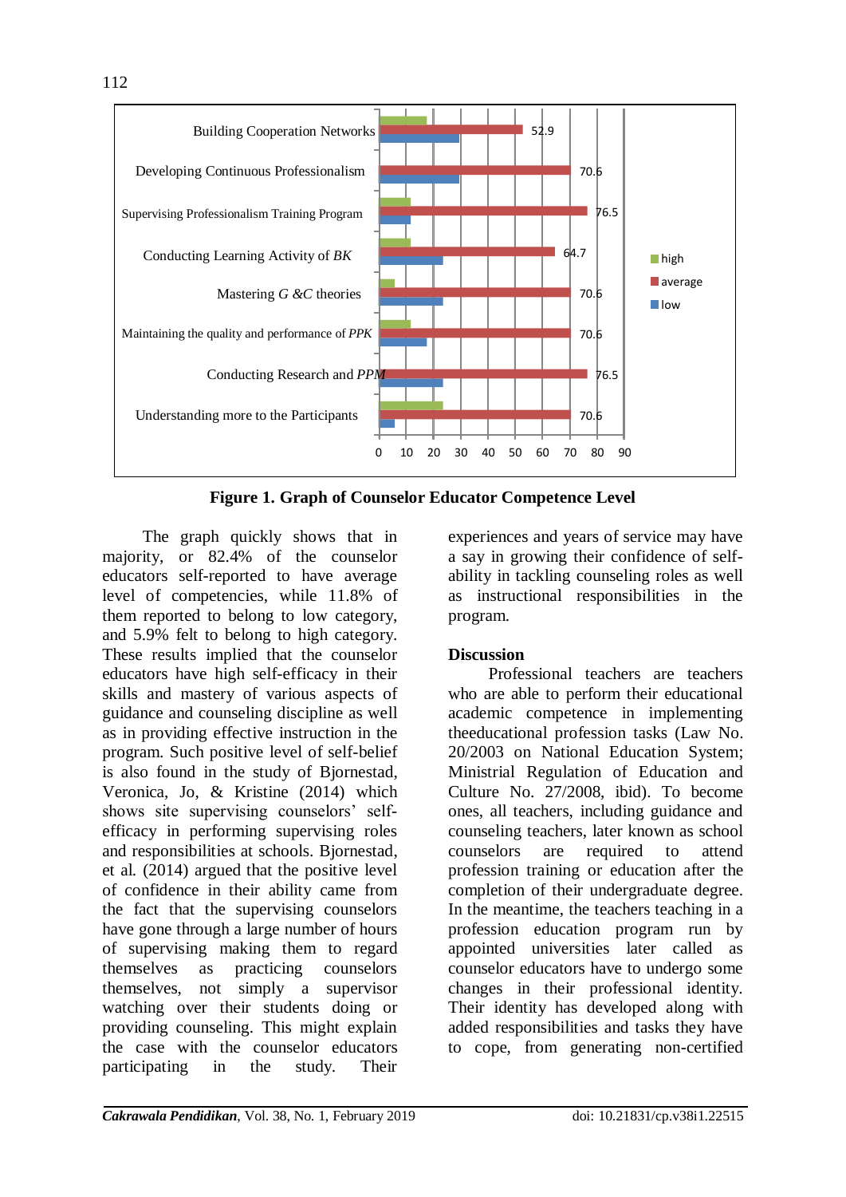| Category | average |
|---|---|
| Building Cooperation Networks | 52.9 |
| Developing Continuous Professionalism | 70.6 |
| Supervising Professionalism Training Program | 76.5 |
| Conducting Learning Activity of *BK* | 64.7 |
| Mastering *G &C* theories | 70.6 |
| Maintaining the quality and performance of *PPK* | 70.6 |
| Conducting Research and *PPM* | 76.5 |
| Understanding more to the Participants | 70.6 |

**Figure 1. Graph of Counselor Educator Competence Level**

The graph quickly shows that in majority, or 82.4% of the counselor educators self-reported to have average level of competencies, while 11.8% of them reported to belong to low category, and 5.9% felt to belong to high category. These results implied that the counselor educators have high self-efficacy in their skills and mastery of various aspects of guidance and counseling discipline as well as in providing effective instruction in the program. Such positive level of self-belief is also found in the study of Bjornestad, Veronica, Jo, & Kristine (2014) which shows site supervising counselors' self-efficacy in performing supervising roles and responsibilities at schools. Bjornestad, et al. (2014) argued that the positive level of confidence in their ability came from the fact that the supervising counselors have gone through a large number of hours of supervising making them to regard themselves as practicing counselors themselves, not simply a supervisor watching over their students doing or providing counseling. This might explain the case with the counselor educators participating in the study. Their experiences and years of service may have a say in growing their confidence of self-ability in tackling counseling roles as well as instructional responsibilities in the program.

## Discussion

Professional teachers are teachers who are able to perform their educational academic competence in implementing theeducational profession tasks (Law No. 20/2003 on National Education System; Ministrial Regulation of Education and Culture No. 27/2008, ibid). To become ones, all teachers, including guidance and counseling teachers, later known as school counselors are required to attend profession training or education after the completion of their undergraduate degree. In the meantime, the teachers teaching in a profession education program run by appointed universities later called as counselor educators have to undergo some changes in their professional identity. Their identity has developed along with added responsibilities and tasks they have to cope, from generating non-certified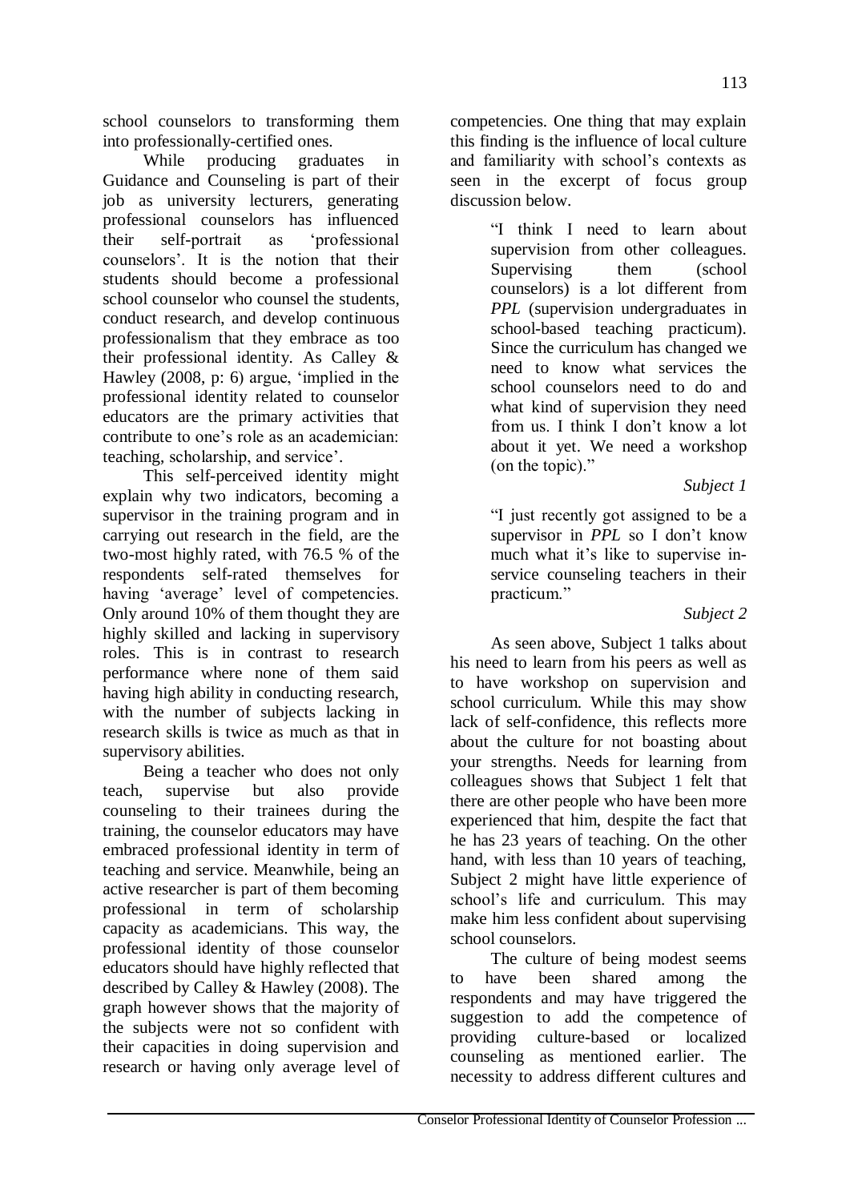school counselors to transforming them into professionally-certified ones.

While producing graduates in Guidance and Counseling is part of their job as university lecturers, generating professional counselors has influenced their self-portrait as 'professional counselors'. It is the notion that their students should become a professional school counselor who counsel the students, conduct research, and develop continuous professionalism that they embrace as too their professional identity. As Calley & Hawley (2008, p: 6) argue, 'implied in the professional identity related to counselor educators are the primary activities that contribute to one's role as an academician: teaching, scholarship, and service'.

This self-perceived identity might explain why two indicators, becoming a supervisor in the training program and in carrying out research in the field, are the two-most highly rated, with 76.5 % of the respondents self-rated themselves for having 'average' level of competencies. Only around 10% of them thought they are highly skilled and lacking in supervisory roles. This is in contrast to research performance where none of them said having high ability in conducting research, with the number of subjects lacking in research skills is twice as much as that in supervisory abilities.

Being a teacher who does not only teach, supervise but also provide counseling to their trainees during the training, the counselor educators may have embraced professional identity in term of teaching and service. Meanwhile, being an active researcher is part of them becoming professional in term of scholarship capacity as academicians. This way, the professional identity of those counselor educators should have highly reflected that described by Calley & Hawley (2008). The graph however shows that the majority of the subjects were not so confident with their capacities in doing supervision and research or having only average level of competencies. One thing that may explain this finding is the influence of local culture and familiarity with school's contexts as seen in the excerpt of focus group discussion below.

> "I think I need to learn about supervision from other colleagues. Supervising them (school counselors) is a lot different from *PPL* (supervision undergraduates in school-based teaching practicum). Since the curriculum has changed we need to know what services the school counselors need to do and what kind of supervision they need from us. I think I don't know a lot about it yet. We need a workshop (on the topic)."
>
> *Subject 1*

> "I just recently got assigned to be a supervisor in *PPL* so I don't know much what it's like to supervise in-service counseling teachers in their practicum."
>
> *Subject 2*

As seen above, Subject 1 talks about his need to learn from his peers as well as to have workshop on supervision and school curriculum. While this may show lack of self-confidence, this reflects more about the culture for not boasting about your strengths. Needs for learning from colleagues shows that Subject 1 felt that there are other people who have been more experienced that him, despite the fact that he has 23 years of teaching. On the other hand, with less than 10 years of teaching, Subject 2 might have little experience of school's life and curriculum. This may make him less confident about supervising school counselors.

The culture of being modest seems to have been shared among the respondents and may have triggered the suggestion to add the competence of providing culture-based or localized counseling as mentioned earlier. The necessity to address different cultures and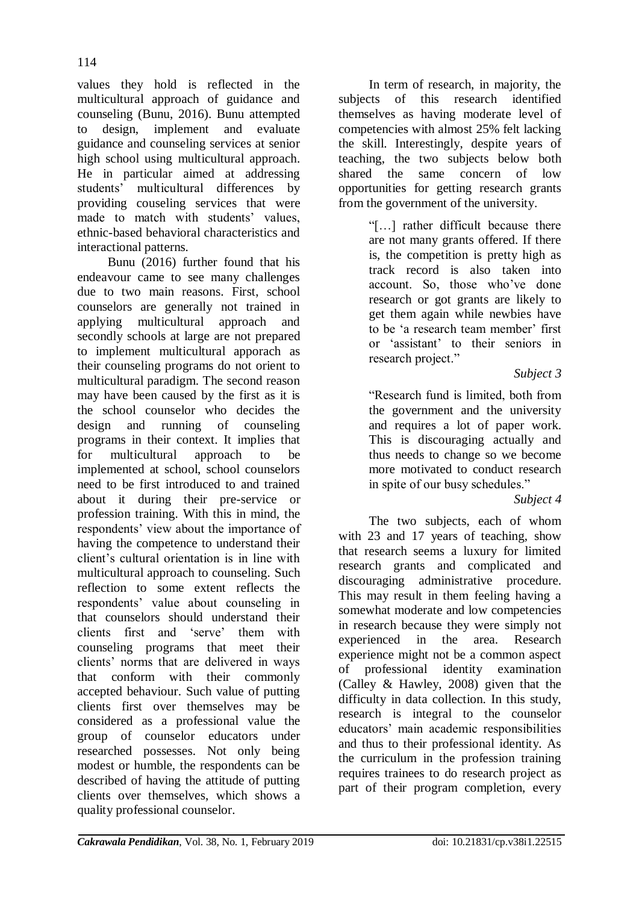values they hold is reflected in the multicultural approach of guidance and counseling (Bunu, 2016). Bunu attempted to design, implement and evaluate guidance and counseling services at senior high school using multicultural approach. He in particular aimed at addressing students' multicultural differences by providing couseling services that were made to match with students' values, ethnic-based behavioral characteristics and interactional patterns.

Bunu (2016) further found that his endeavour came to see many challenges due to two main reasons. First, school counselors are generally not trained in applying multicultural approach and secondly schools at large are not prepared to implement multicultural apporach as their counseling programs do not orient to multicultural paradigm. The second reason may have been caused by the first as it is the school counselor who decides the design and running of counseling programs in their context. It implies that for multicultural approach to be implemented at school, school counselors need to be first introduced to and trained about it during their pre-service or profession training. With this in mind, the respondents' view about the importance of having the competence to understand their client's cultural orientation is in line with multicultural approach to counseling. Such reflection to some extent reflects the respondents' value about counseling in that counselors should understand their clients first and 'serve' them with counseling programs that meet their clients' norms that are delivered in ways that conform with their commonly accepted behaviour. Such value of putting clients first over themselves may be considered as a professional value the group of counselor educators under researched possesses. Not only being modest or humble, the respondents can be described of having the attitude of putting clients over themselves, which shows a quality professional counselor.

In term of research, in majority, the subjects of this research identified themselves as having moderate level of competencies with almost 25% felt lacking the skill. Interestingly, despite years of teaching, the two subjects below both shared the same concern of low opportunities for getting research grants from the government of the university.

> "[…] rather difficult because there are not many grants offered. If there is, the competition is pretty high as track record is also taken into account. So, those who've done research or got grants are likely to get them again while newbies have to be 'a research team member' first or 'assistant' to their seniors in research project."
>
> *Subject 3*

> "Research fund is limited, both from the government and the university and requires a lot of paper work. This is discouraging actually and thus needs to change so we become more motivated to conduct research in spite of our busy schedules."
>
> *Subject 4*

The two subjects, each of whom with 23 and 17 years of teaching, show that research seems a luxury for limited research grants and complicated and discouraging administrative procedure. This may result in them feeling having a somewhat moderate and low competencies in research because they were simply not experienced in the area. Research experience might not be a common aspect of professional identity examination (Calley & Hawley, 2008) given that the difficulty in data collection. In this study, research is integral to the counselor educators' main academic responsibilities and thus to their professional identity. As the curriculum in the profession training requires trainees to do research project as part of their program completion, every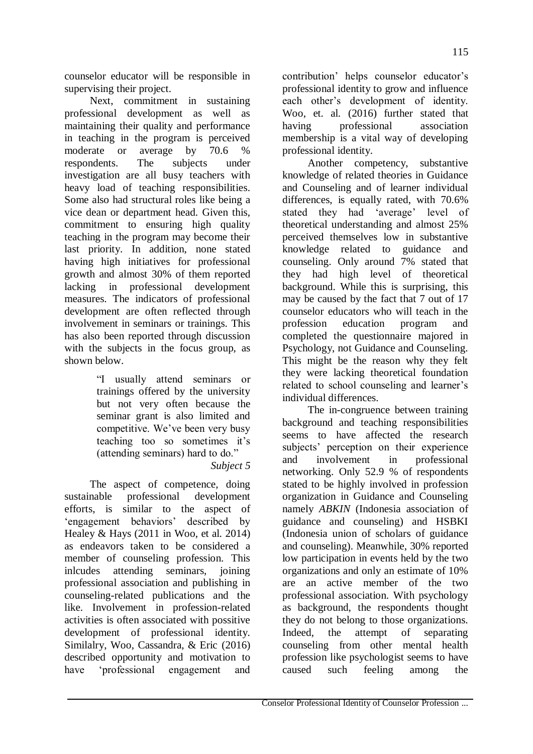counselor educator will be responsible in supervising their project.

Next, commitment in sustaining professional development as well as maintaining their quality and performance in teaching in the program is perceived moderate or average by 70.6 % respondents. The subjects under investigation are all busy teachers with heavy load of teaching responsibilities. Some also had structural roles like being a vice dean or department head. Given this, commitment to ensuring high quality teaching in the program may become their last priority. In addition, none stated having high initiatives for professional growth and almost 30% of them reported lacking in professional development measures. The indicators of professional development are often reflected through involvement in seminars or trainings. This has also been reported through discussion with the subjects in the focus group, as shown below.

> "I usually attend seminars or trainings offered by the university but not very often because the seminar grant is also limited and competitive. We've been very busy teaching too so sometimes it's (attending seminars) hard to do."
>
> *Subject 5*

The aspect of competence, doing sustainable professional development efforts, is similar to the aspect of 'engagement behaviors' described by Healey & Hays (2011 in Woo, et al. 2014) as endeavors taken to be considered a member of counseling profession. This inlcudes attending seminars, joining professional association and publishing in counseling-related publications and the like. Involvement in profession-related activities is often associated with possitive development of professional identity. Similalry, Woo, Cassandra, & Eric (2016) described opportunity and motivation to have 'professional engagement and contribution' helps counselor educator's professional identity to grow and influence each other's development of identity. Woo, et. al. (2016) further stated that having professional association membership is a vital way of developing professional identity.

Another competency, substantive knowledge of related theories in Guidance and Counseling and of learner individual differences, is equally rated, with 70.6% stated they had 'average' level of theoretical understanding and almost 25% perceived themselves low in substantive knowledge related to guidance and counseling. Only around 7% stated that they had high level of theoretical background. While this is surprising, this may be caused by the fact that 7 out of 17 counselor educators who will teach in the profession education program and completed the questionnaire majored in Psychology, not Guidance and Counseling. This might be the reason why they felt they were lacking theoretical foundation related to school counseling and learner's individual differences.

The in-congruence between training background and teaching responsibilities seems to have affected the research subjects' perception on their experience and involvement in professional networking. Only 52.9 % of respondents stated to be highly involved in profession organization in Guidance and Counseling namely *ABKIN* (Indonesia association of guidance and counseling) and HSBKI (Indonesia union of scholars of guidance and counseling). Meanwhile, 30% reported low participation in events held by the two organizations and only an estimate of 10% are an active member of the two professional association. With psychology as background, the respondents thought they do not belong to those organizations. Indeed, the attempt of separating counseling from other mental health profession like psychologist seems to have caused such feeling among the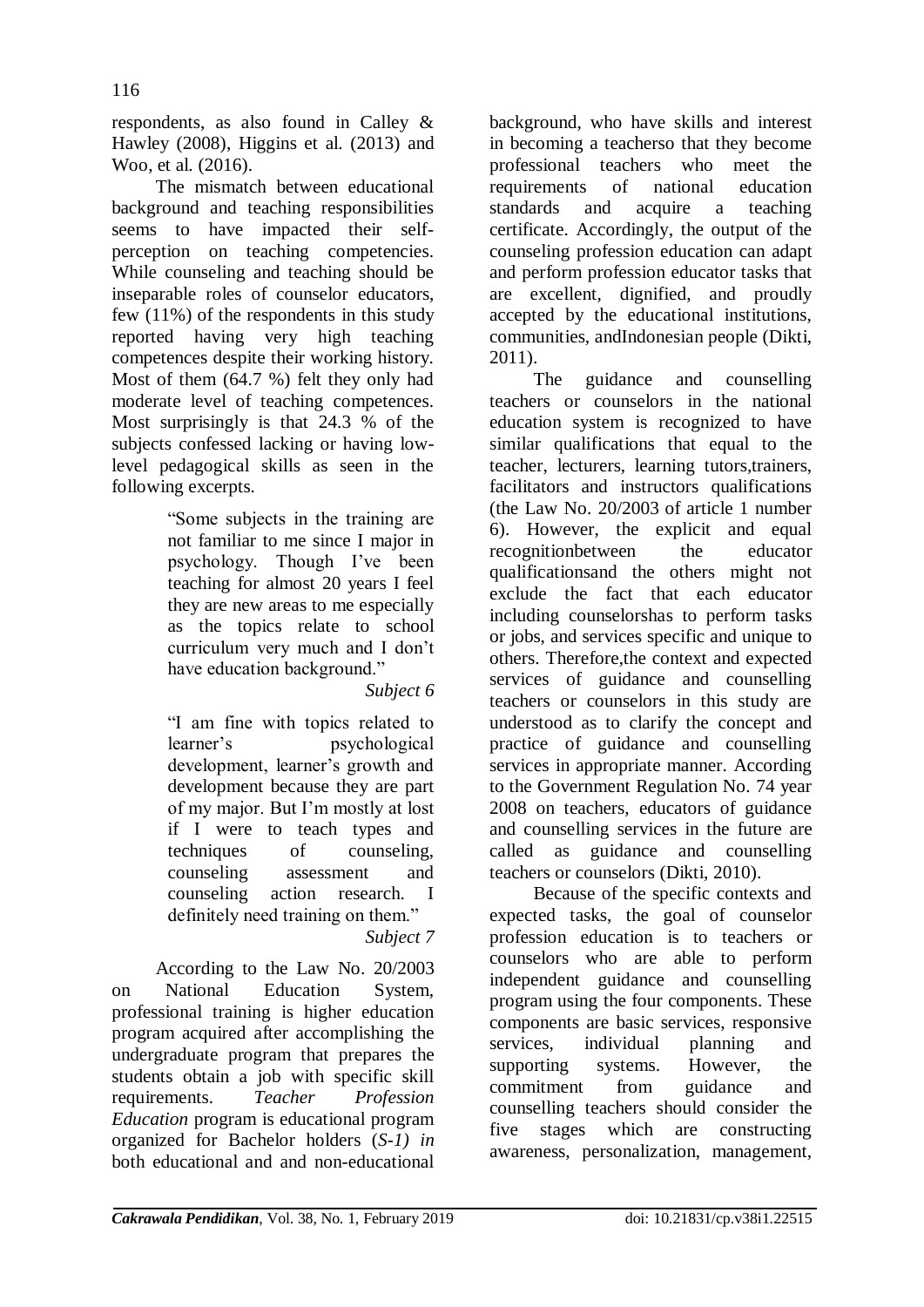respondents, as also found in Calley & Hawley (2008), Higgins et al. (2013) and Woo, et al. (2016).

The mismatch between educational background and teaching responsibilities seems to have impacted their self-perception on teaching competencies. While counseling and teaching should be inseparable roles of counselor educators, few (11%) of the respondents in this study reported having very high teaching competences despite their working history. Most of them (64.7 %) felt they only had moderate level of teaching competences. Most surprisingly is that 24.3 % of the subjects confessed lacking or having low-level pedagogical skills as seen in the following excerpts.

> "Some subjects in the training are not familiar to me since I major in psychology. Though I've been teaching for almost 20 years I feel they are new areas to me especially as the topics relate to school curriculum very much and I don't have education background."
>
> *Subject 6*

> "I am fine with topics related to learner's psychological development, learner's growth and development because they are part of my major. But I'm mostly at lost if I were to teach types and techniques of counseling, counseling assessment and counseling action research. I definitely need training on them."
>
> *Subject 7*

According to the Law No. 20/2003 on National Education System, professional training is higher education program acquired after accomplishing the undergraduate program that prepares the students obtain a job with specific skill requirements. *Teacher Profession Education* program is educational program organized for Bachelor holders (*S-1) in* both educational and and non-educational background, who have skills and interest in becoming a teacherso that they become professional teachers who meet the requirements of national education standards and acquire a teaching certificate. Accordingly, the output of the counseling profession education can adapt and perform profession educator tasks that are excellent, dignified, and proudly accepted by the educational institutions, communities, andIndonesian people (Dikti, 2011).

The guidance and counselling teachers or counselors in the national education system is recognized to have similar qualifications that equal to the teacher, lecturers, learning tutors,trainers, facilitators and instructors qualifications (the Law No. 20/2003 of article 1 number 6). However, the explicit and equal recognitionbetween the educator qualificationsand the others might not exclude the fact that each educator including counselorshas to perform tasks or jobs, and services specific and unique to others. Therefore,the context and expected services of guidance and counselling teachers or counselors in this study are understood as to clarify the concept and practice of guidance and counselling services in appropriate manner. According to the Government Regulation No. 74 year 2008 on teachers, educators of guidance and counselling services in the future are called as guidance and counselling teachers or counselors (Dikti, 2010).

Because of the specific contexts and expected tasks, the goal of counselor profession education is to teachers or counselors who are able to perform independent guidance and counselling program using the four components. These components are basic services, responsive services, individual planning and supporting systems. However, the commitment from guidance and counselling teachers should consider the five stages which are constructing awareness, personalization, management,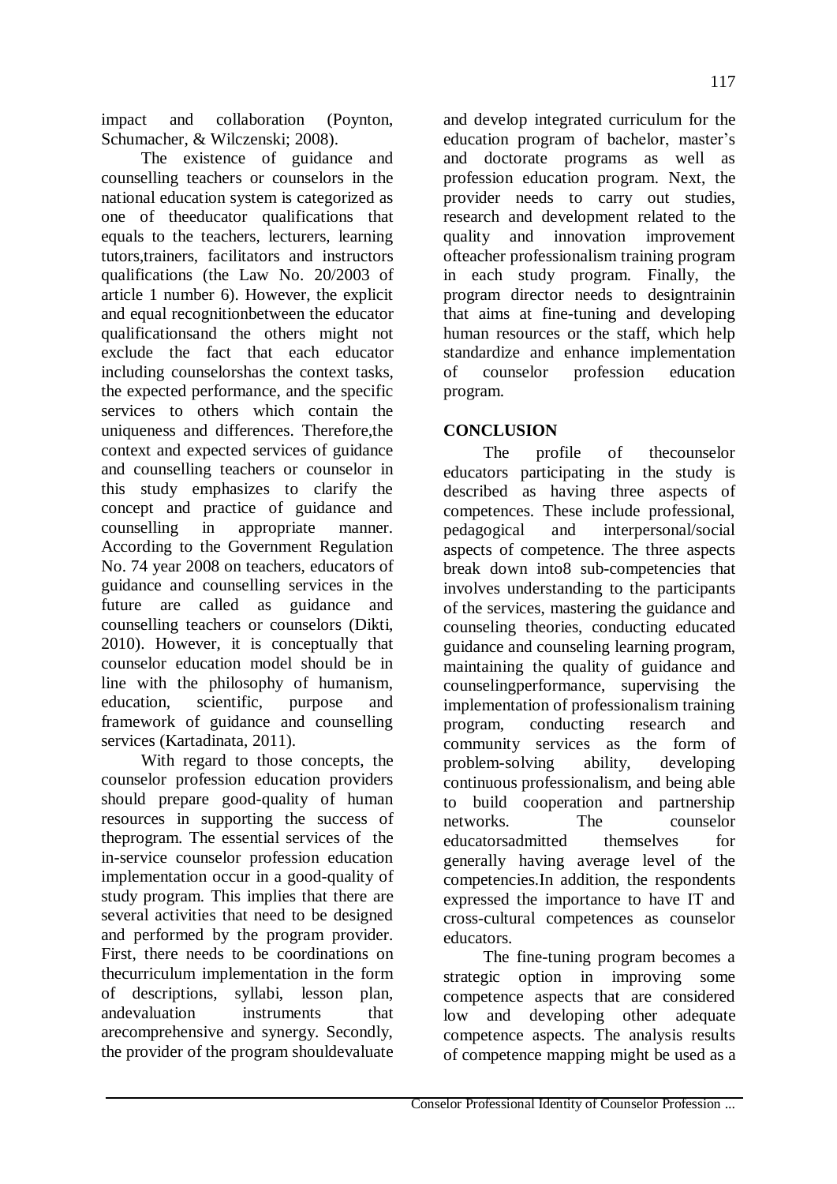impact and collaboration (Poynton, Schumacher, & Wilczenski; 2008).

The existence of guidance and counselling teachers or counselors in the national education system is categorized as one of theeducator qualifications that equals to the teachers, lecturers, learning tutors,trainers, facilitators and instructors qualifications (the Law No. 20/2003 of article 1 number 6). However, the explicit and equal recognitionbetween the educator qualificationsand the others might not exclude the fact that each educator including counselorshas the context tasks, the expected performance, and the specific services to others which contain the uniqueness and differences. Therefore,the context and expected services of guidance and counselling teachers or counselor in this study emphasizes to clarify the concept and practice of guidance and counselling in appropriate manner. According to the Government Regulation No. 74 year 2008 on teachers, educators of guidance and counselling services in the future are called as guidance and counselling teachers or counselors (Dikti, 2010). However, it is conceptually that counselor education model should be in line with the philosophy of humanism, education, scientific, purpose and framework of guidance and counselling services (Kartadinata, 2011).

With regard to those concepts, the counselor profession education providers should prepare good-quality of human resources in supporting the success of theprogram. The essential services of the in-service counselor profession education implementation occur in a good-quality of study program. This implies that there are several activities that need to be designed and performed by the program provider. First, there needs to be coordinations on thecurriculum implementation in the form of descriptions, syllabi, lesson plan, andevaluation instruments that arecomprehensive and synergy. Secondly, the provider of the program shouldevaluate and develop integrated curriculum for the education program of bachelor, master's and doctorate programs as well as profession education program. Next, the provider needs to carry out studies, research and development related to the quality and innovation improvement ofteacher professionalism training program in each study program. Finally, the program director needs to designtrainin that aims at fine-tuning and developing human resources or the staff, which help standardize and enhance implementation of counselor profession education program.

## CONCLUSION

The profile of thecounselor educators participating in the study is described as having three aspects of competences. These include professional, pedagogical and interpersonal/social aspects of competence. The three aspects break down into8 sub-competencies that involves understanding to the participants of the services, mastering the guidance and counseling theories, conducting educated guidance and counseling learning program, maintaining the quality of guidance and counselingperformance, supervising the implementation of professionalism training program, conducting research and community services as the form of problem-solving ability, developing continuous professionalism, and being able to build cooperation and partnership networks. The counselor educatorsadmitted themselves for generally having average level of the competencies.In addition, the respondents expressed the importance to have IT and cross-cultural competences as counselor educators.

The fine-tuning program becomes a strategic option in improving some competence aspects that are considered low and developing other adequate competence aspects. The analysis results of competence mapping might be used as a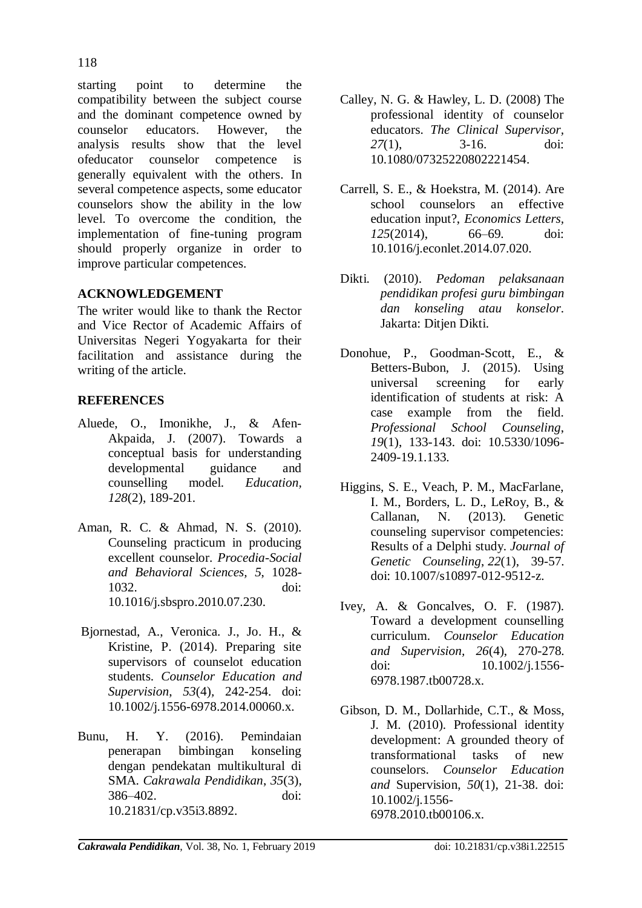starting point to determine the compatibility between the subject course and the dominant competence owned by counselor educators. However, the analysis results show that the level ofeducator counselor competence is generally equivalent with the others. In several competence aspects, some educator counselors show the ability in the low level. To overcome the condition, the implementation of fine-tuning program should properly organize in order to improve particular competences.

## ACKNOWLEDGEMENT

The writer would like to thank the Rector and Vice Rector of Academic Affairs of Universitas Negeri Yogyakarta for their facilitation and assistance during the writing of the article.

## REFERENCES

Aluede, O., Imonikhe, J., & Afen-Akpaida, J. (2007). Towards a conceptual basis for understanding developmental guidance and counselling model. *Education, 128*(2), 189-201.

Aman, R. C. & Ahmad, N. S. (2010). Counseling practicum in producing excellent counselor. *Procedia-Social and Behavioral Sciences, 5*, 1028-1032. doi: 10.1016/j.sbspro.2010.07.230.

Bjornestad, A., Veronica. J., Jo. H., & Kristine, P. (2014). Preparing site supervisors of counselot education students. *Counselor Education and Supervision, 53*(4), 242-254. doi: 10.1002/j.1556-6978.2014.00060.x.

Bunu, H. Y. (2016). Pemindaian penerapan bimbingan konseling dengan pendekatan multikultural di SMA. *Cakrawala Pendidikan, 35*(3), 386–402. doi: 10.21831/cp.v35i3.8892.

Calley, N. G. & Hawley, L. D. (2008) The professional identity of counselor educators. *The Clinical Supervisor, 27*(1), 3-16. doi: 10.1080/07325220802221454.

Carrell, S. E., & Hoekstra, M. (2014). Are school counselors an effective education input?, *Economics Letters, 125*(2014), 66–69. doi: 10.1016/j.econlet.2014.07.020.

Dikti. (2010). *Pedoman pelaksanaan pendidikan profesi guru bimbingan dan konseling atau konselor*. Jakarta: Ditjen Dikti.

Donohue, P., Goodman-Scott, E., & Betters-Bubon, J. (2015). Using universal screening for early identification of students at risk: A case example from the field. *Professional School Counseling, 19*(1), 133-143. doi: 10.5330/1096-2409-19.1.133.

Higgins, S. E., Veach, P. M., MacFarlane, I. M., Borders, L. D., LeRoy, B., & Callanan, N. (2013). Genetic counseling supervisor competencies: Results of a Delphi study. *Journal of Genetic Counseling, 22*(1), 39-57. doi: 10.1007/s10897-012-9512-z.

Ivey, A. & Goncalves, O. F. (1987). Toward a development counselling curriculum. *Counselor Education and Supervision, 26*(4), 270-278. doi: 10.1002/j.1556-6978.1987.tb00728.x.

Gibson, D. M., Dollarhide, C.T., & Moss, J. M. (2010). Professional identity development: A grounded theory of transformational tasks of new counselors. *Counselor Education and* Supervision, *50*(1), 21-38. doi: 10.1002/j.1556-6978.2010.tb00106.x.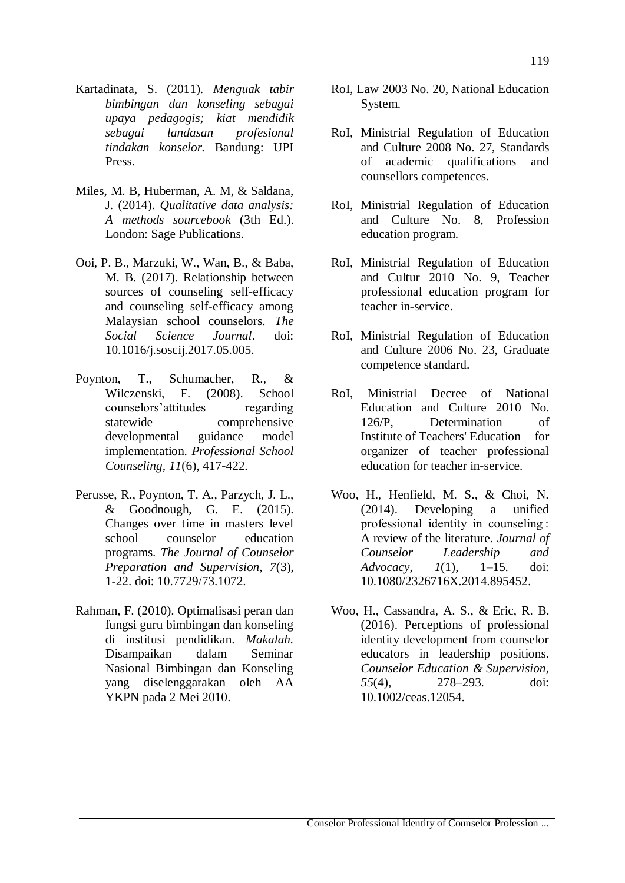Kartadinata, S. (2011). *Menguak tabir bimbingan dan konseling sebagai upaya pedagogis; kiat mendidik sebagai landasan profesional tindakan konselor.* Bandung: UPI Press.

Miles, M. B, Huberman, A. M, & Saldana, J. (2014). *Qualitative data analysis: A methods sourcebook* (3th Ed.). London: Sage Publications.

Ooi, P. B., Marzuki, W., Wan, B., & Baba, M. B. (2017). Relationship between sources of counseling self-efficacy and counseling self-efficacy among Malaysian school counselors. *The Social Science Journal*. doi: 10.1016/j.soscij.2017.05.005.

Poynton, T., Schumacher, R., & Wilczenski, F. (2008). School counselors'attitudes regarding statewide comprehensive developmental guidance model implementation. *Professional School Counseling, 11*(6), 417-422.

Perusse, R., Poynton, T. A., Parzych, J. L., & Goodnough, G. E. (2015). Changes over time in masters level school counselor education programs. *The Journal of Counselor Preparation and Supervision, 7*(3), 1-22. doi: 10.7729/73.1072.

Rahman, F. (2010). Optimalisasi peran dan fungsi guru bimbingan dan konseling di institusi pendidikan. *Makalah.* Disampaikan dalam Seminar Nasional Bimbingan dan Konseling yang diselenggarakan oleh AA YKPN pada 2 Mei 2010.

RoI, Law 2003 No. 20, National Education System.

RoI, Ministrial Regulation of Education and Culture 2008 No. 27, Standards of academic qualifications and counsellors competences.

RoI, Ministrial Regulation of Education and Culture No. 8, Profession education program.

RoI, Ministrial Regulation of Education and Cultur 2010 No. 9, Teacher professional education program for teacher in-service.

RoI, Ministrial Regulation of Education and Culture 2006 No. 23, Graduate competence standard.

RoI, Ministrial Decree of National Education and Culture 2010 No. 126/P, Determination of Institute of Teachers' Education for organizer of teacher professional education for teacher in-service.

Woo, H., Henfield, M. S., & Choi, N. (2014). Developing a unified professional identity in counseling : A review of the literature. *Journal of Counselor Leadership and Advocacy*, *1*(1), 1–15. doi: 10.1080/2326716X.2014.895452.

Woo, H., Cassandra, A. S., & Eric, R. B. (2016). Perceptions of professional identity development from counselor educators in leadership positions. *Counselor Education & Supervision*, *55*(4), 278–293. doi: 10.1002/ceas.12054.